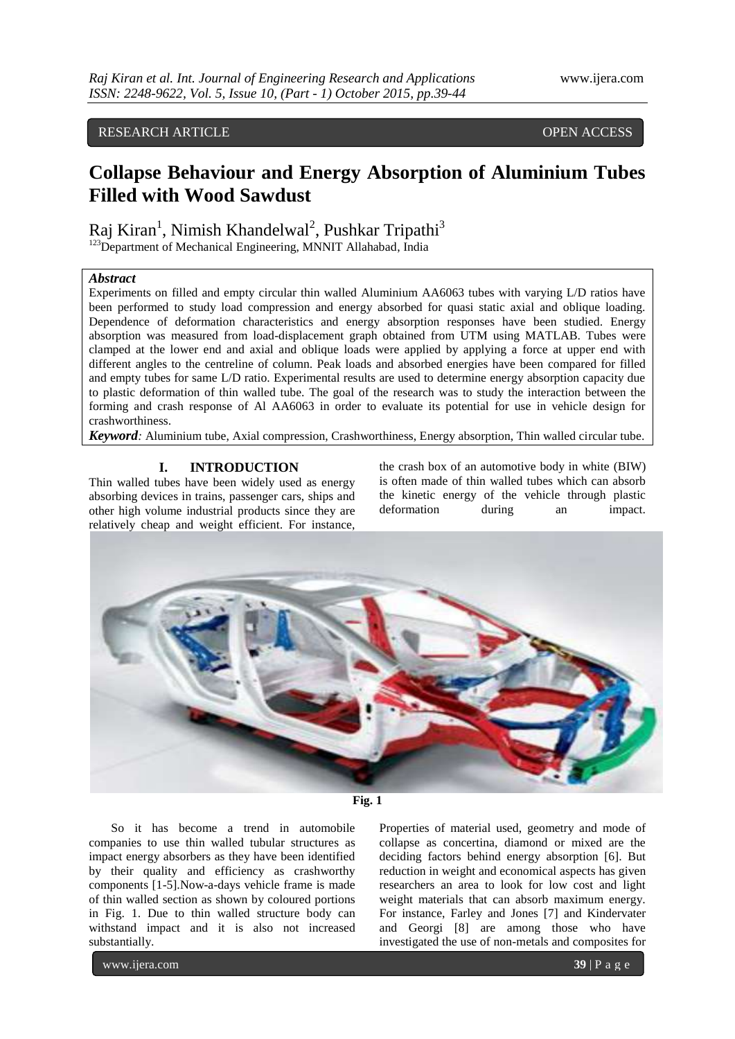RESEARCH ARTICLE OPEN ACCESS

# Collapse Behaviour and Energy Absorption of Aluminium Tubes Filled with Wood Sawdust

Raj Kiran[1], Nimish Khandelwal[2], Pushkar Tripathi[3]

[123]Department of Mechanical Engineering, MNNIT Allahabad, India

***Abstract***

Experiments on filled and empty circular thin walled Aluminium AA6063 tubes with varying L/D ratios have been performed to study load compression and energy absorbed for quasi static axial and oblique loading. Dependence of deformation characteristics and energy absorption responses have been studied. Energy absorption was measured from load-displacement graph obtained from UTM using MATLAB. Tubes were clamped at the lower end and axial and oblique loads were applied by applying a force at upper end with different angles to the centreline of column. Peak loads and absorbed energies have been compared for filled and empty tubes for same L/D ratio. Experimental results are used to determine energy absorption capacity due to plastic deformation of thin walled tube. The goal of the research was to study the interaction between the forming and crash response of Al AA6063 in order to evaluate its potential for use in vehicle design for crashworthiness.

***Keyword****:* Aluminium tube, Axial compression, Crashworthiness, Energy absorption, Thin walled circular tube.

## I. INTRODUCTION

Thin walled tubes have been widely used as energy absorbing devices in trains, passenger cars, ships and other high volume industrial products since they are relatively cheap and weight efficient. For instance, the crash box of an automotive body in white (BIW) is often made of thin walled tubes which can absorb the kinetic energy of the vehicle through plastic deformation during an impact.

**Fig. 1**

So it has become a trend in automobile companies to use thin walled tubular structures as impact energy absorbers as they have been identified by their quality and efficiency as crashworthy components [1-5].Now-a-days vehicle frame is made of thin walled section as shown by coloured portions in Fig. 1. Due to thin walled structure body can withstand impact and it is also not increased substantially.

Properties of material used, geometry and mode of collapse as concertina, diamond or mixed are the deciding factors behind energy absorption [6]. But reduction in weight and economical aspects has given researchers an area to look for low cost and light weight materials that can absorb maximum energy. For instance, Farley and Jones [7] and Kindervater and Georgi [8] are among those who have investigated the use of non-metals and composites for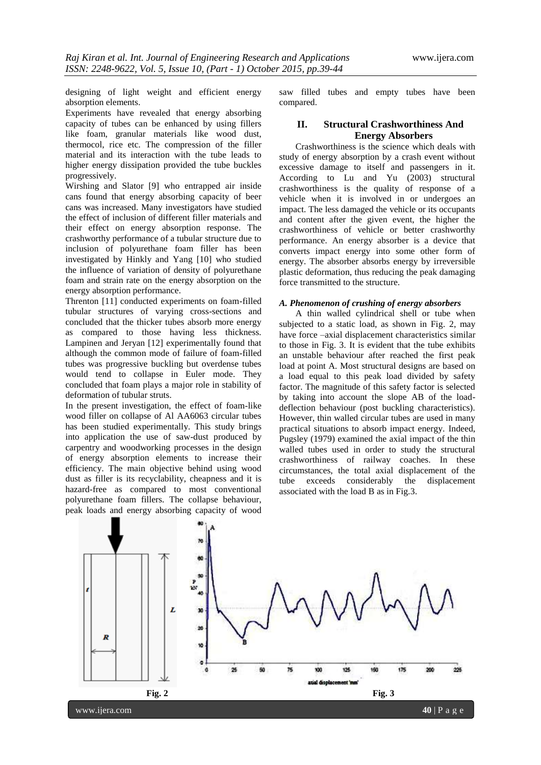designing of light weight and efficient energy absorption elements.

Experiments have revealed that energy absorbing capacity of tubes can be enhanced by using fillers like foam, granular materials like wood dust, thermocol, rice etc. The compression of the filler material and its interaction with the tube leads to higher energy dissipation provided the tube buckles progressively.

Wirshing and Slator [9] who entrapped air inside cans found that energy absorbing capacity of beer cans was increased. Many investigators have studied the effect of inclusion of different filler materials and their effect on energy absorption response. The crashworthy performance of a tubular structure due to inclusion of polyurethane foam filler has been investigated by Hinkly and Yang [10] who studied the influence of variation of density of polyurethane foam and strain rate on the energy absorption on the energy absorption performance.

Threnton [11] conducted experiments on foam-filled tubular structures of varying cross-sections and concluded that the thicker tubes absorb more energy as compared to those having less thickness. Lampinen and Jeryan [12] experimentally found that although the common mode of failure of foam-filled tubes was progressive buckling but overdense tubes would tend to collapse in Euler mode. They concluded that foam plays a major role in stability of deformation of tubular struts.

In the present investigation, the effect of foam-like wood filler on collapse of Al AA6063 circular tubes has been studied experimentally. This study brings into application the use of saw-dust produced by carpentry and woodworking processes in the design of energy absorption elements to increase their efficiency. The main objective behind using wood dust as filler is its recyclability, cheapness and it is hazard-free as compared to most conventional polyurethane foam fillers. The collapse behaviour, peak loads and energy absorbing capacity of wood saw filled tubes and empty tubes have been compared.

## II. Structural Crashworthiness And Energy Absorbers

Crashworthiness is the science which deals with study of energy absorption by a crash event without excessive damage to itself and passengers in it. According to Lu and Yu (2003) structural crashworthiness is the quality of response of a vehicle when it is involved in or undergoes an impact. The less damaged the vehicle or its occupants and content after the given event, the higher the crashworthiness of vehicle or better crashworthy performance. An energy absorber is a device that converts impact energy into some other form of energy. The absorber absorbs energy by irreversible plastic deformation, thus reducing the peak damaging force transmitted to the structure.

### *A. Phenomenon of crushing of energy absorbers*

A thin walled cylindrical shell or tube when subjected to a static load, as shown in Fig. 2, may have force –axial displacement characteristics similar to those in Fig. 3. It is evident that the tube exhibits an unstable behaviour after reached the first peak load at point A. Most structural designs are based on a load equal to this peak load divided by safety factor. The magnitude of this safety factor is selected by taking into account the slope AB of the load-deflection behaviour (post buckling characteristics). However, thin walled circular tubes are used in many practical situations to absorb impact energy. Indeed, Pugsley (1979) examined the axial impact of the thin walled tubes used in order to study the structural crashworthiness of railway coaches. In these circumstances, the total axial displacement of the tube exceeds considerably the displacement associated with the load B as in Fig.3.

**Fig. 2**

**Fig. 3**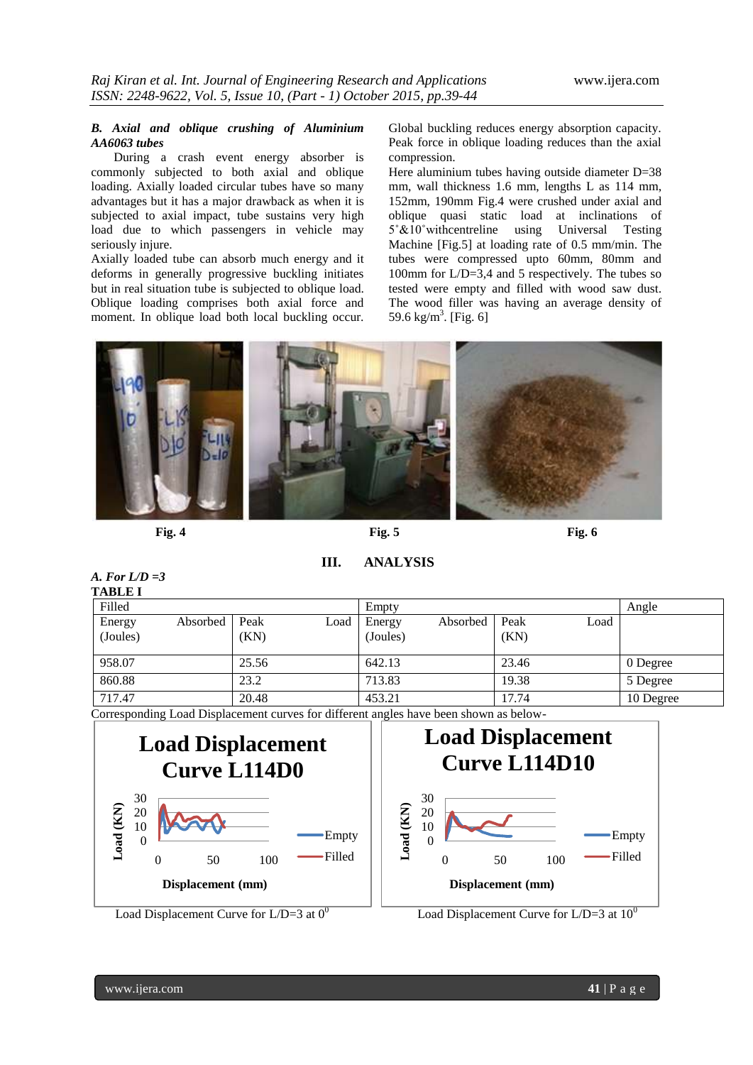### *B. Axial and oblique crushing of Aluminium AA6063 tubes*

During a crash event energy absorber is commonly subjected to both axial and oblique loading. Axially loaded circular tubes have so many advantages but it has a major drawback as when it is subjected to axial impact, tube sustains very high load due to which passengers in vehicle may seriously injure.

Axially loaded tube can absorb much energy and it deforms in generally progressive buckling initiates but in real situation tube is subjected to oblique load. Oblique loading comprises both axial force and moment. In oblique load both local buckling occur. Global buckling reduces energy absorption capacity. Peak force in oblique loading reduces than the axial compression.

Here aluminium tubes having outside diameter D=38 mm, wall thickness 1.6 mm, lengths L as 114 mm, 152mm, 190mm Fig.4 were crushed under axial and oblique quasi static load at inclinations of 5˚&10˚withcentreline using Universal Testing Machine [Fig.5] at loading rate of 0.5 mm/min. The tubes were compressed upto 60mm, 80mm and 100mm for L/D=3,4 and 5 respectively. The tubes so tested were empty and filled with wood saw dust. The wood filler was having an average density of 59.6 kg/m$^3$. [Fig. 6]

**Fig. 4** **Fig. 5** **Fig. 6**

## III. ANALYSIS

### *A. For L/D =3*

**TABLE I**

| Filled | | Empty | | Angle |
|---|---|---|---|---|
| Energy Absorbed (Joules) | Peak Load (KN) | Energy Absorbed (Joules) | Peak Load (KN) | |
| 958.07 | 25.56 | 642.13 | 23.46 | 0 Degree |
| 860.88 | 23.2 | 713.83 | 19.38 | 5 Degree |
| 717.47 | 20.48 | 453.21 | 17.74 | 10 Degree |

Corresponding Load Displacement curves for different angles have been shown as below-

Load Displacement Curve for L/D=3 at $0^0$

Load Displacement Curve for L/D=3 at $10^0$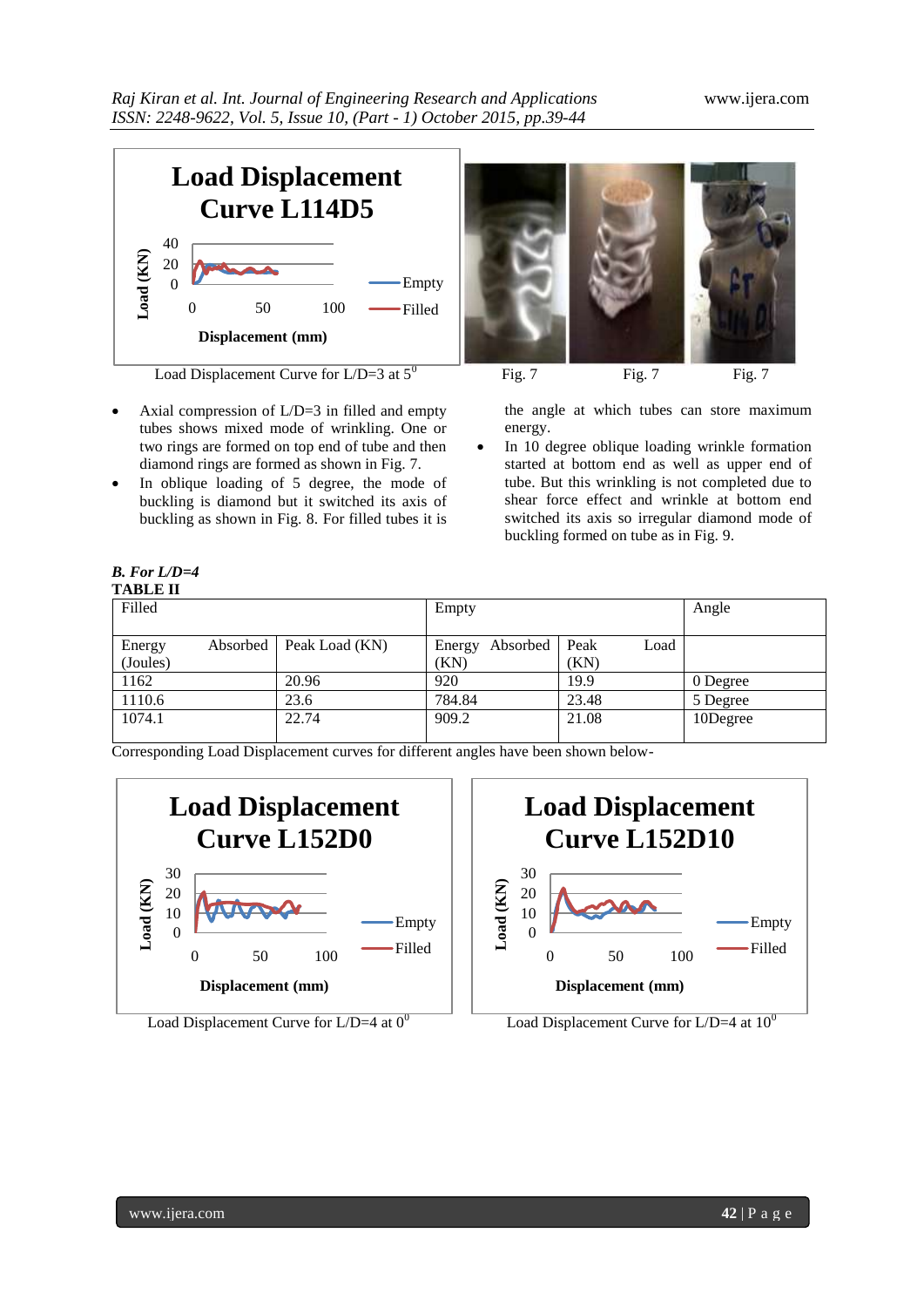Load Displacement Curve for L/D=3 at $5^0$

Fig. 7 Fig. 7 Fig. 7

- Axial compression of L/D=3 in filled and empty tubes shows mixed mode of wrinkling. One or two rings are formed on top end of tube and then diamond rings are formed as shown in Fig. 7.
- In oblique loading of 5 degree, the mode of buckling is diamond but it switched its axis of buckling as shown in Fig. 8. For filled tubes it is the angle at which tubes can store maximum energy.
- In 10 degree oblique loading wrinkle formation started at bottom end as well as upper end of tube. But this wrinkling is not completed due to shear force effect and wrinkle at bottom end switched its axis so irregular diamond mode of buckling formed on tube as in Fig. 9.

***B. For L/D=4***

**TABLE II**

| Filled | | Empty | | Angle |
|---|---|---|---|---|
| Energy Absorbed (Joules) | Peak Load (KN) | Energy Absorbed (KN) | Peak Load (KN) | |
| 1162 | 20.96 | 920 | 19.9 | 0 Degree |
| 1110.6 | 23.6 | 784.84 | 23.48 | 5 Degree |
| 1074.1 | 22.74 | 909.2 | 21.08 | 10Degree |

Corresponding Load Displacement curves for different angles have been shown below-

Load Displacement Curve for L/D=4 at $0^0$

Load Displacement Curve for L/D=4 at $10^0$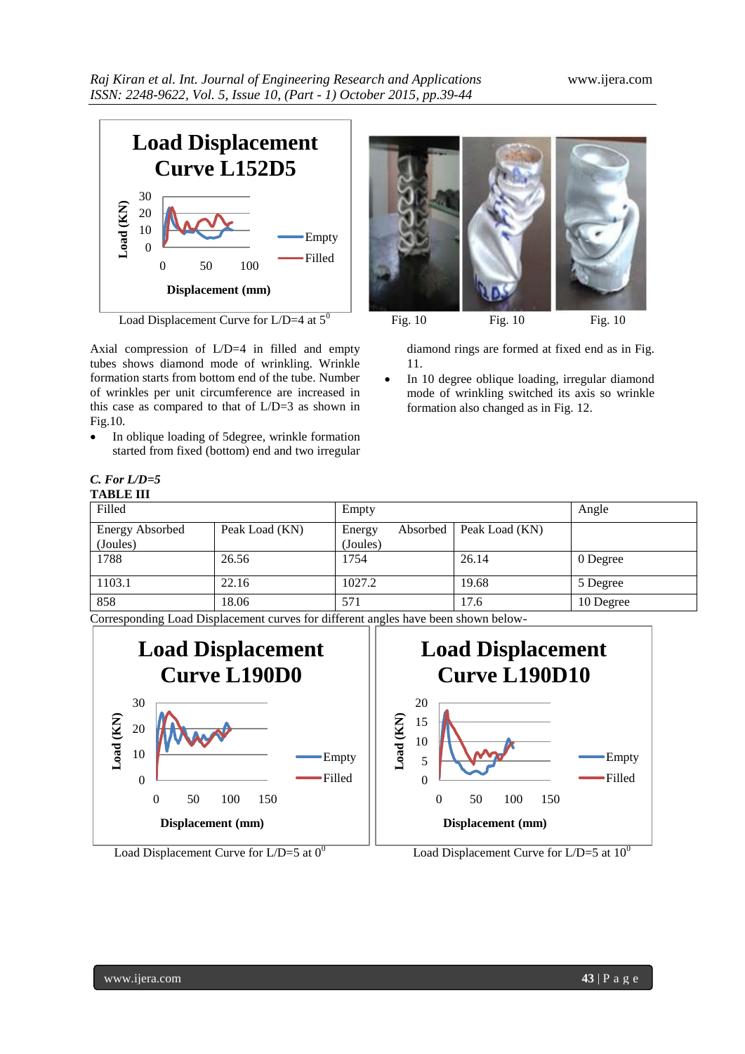Load Displacement Curve for L/D=4 at $5^0$

Fig. 10 Fig. 10 Fig. 10

Axial compression of L/D=4 in filled and empty tubes shows diamond mode of wrinkling. Wrinkle formation starts from bottom end of the tube. Number of wrinkles per unit circumference are increased in this case as compared to that of L/D=3 as shown in Fig.10.

- In oblique loading of 5degree, wrinkle formation started from fixed (bottom) end and two irregular diamond rings are formed at fixed end as in Fig. 11.
- In 10 degree oblique loading, irregular diamond mode of wrinkling switched its axis so wrinkle formation also changed as in Fig. 12.

### *C. For L/D=5*

**TABLE III**

| Filled | | Empty | | Angle |
|---|---|---|---|---|
| Energy Absorbed (Joules) | Peak Load (KN) | Energy Absorbed (Joules) | Peak Load (KN) | |
| 1788 | 26.56 | 1754 | 26.14 | 0 Degree |
| 1103.1 | 22.16 | 1027.2 | 19.68 | 5 Degree |
| 858 | 18.06 | 571 | 17.6 | 10 Degree |

Corresponding Load Displacement curves for different angles have been shown below-

Load Displacement Curve for L/D=5 at $0^0$

Load Displacement Curve for L/D=5 at $10^0$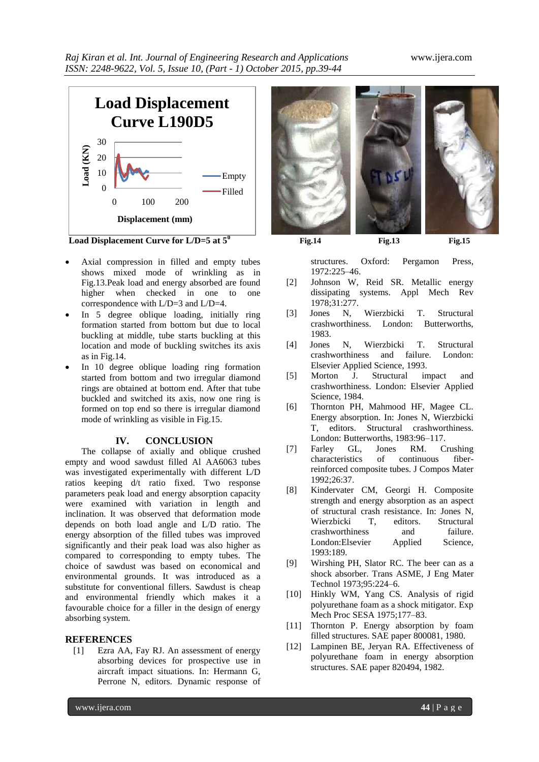Load Displacement Curve L190D5

Load (KN)

30
20
10
0

0 100 200

Displacement (mm)

Empty
Filled

Load Displacement Curve for L/D=5 at $5^0$

Fig.14 Fig.13 Fig.15

- Axial compression in filled and empty tubes shows mixed mode of wrinkling as in Fig.13.Peak load and energy absorbed are found higher when checked in one to one correspondence with L/D=3 and L/D=4.
- In 5 degree oblique loading, initially ring formation started from bottom but due to local buckling at middle, tube starts buckling at this location and mode of buckling switches its axis as in Fig.14.
- In 10 degree oblique loading ring formation started from bottom and two irregular diamond rings are obtained at bottom end. After that tube buckled and switched its axis, now one ring is formed on top end so there is irregular diamond mode of wrinkling as visible in Fig.15.

## IV. CONCLUSION

The collapse of axially and oblique crushed empty and wood sawdust filled Al AA6063 tubes was investigated experimentally with different L/D ratios keeping d/t ratio fixed. Two response parameters peak load and energy absorption capacity were examined with variation in length and inclination. It was observed that deformation mode depends on both load angle and L/D ratio. The energy absorption of the filled tubes was improved significantly and their peak load was also higher as compared to corresponding to empty tubes. The choice of sawdust was based on economical and environmental grounds. It was introduced as a substitute for conventional fillers. Sawdust is cheap and environmental friendly which makes it a favourable choice for a filler in the design of energy absorbing system.

## REFERENCES

[1] Ezra AA, Fay RJ. An assessment of energy absorbing devices for prospective use in aircraft impact situations. In: Hermann G, Perrone N, editors. Dynamic response of structures. Oxford: Pergamon Press, 1972:225–46.

[2] Johnson W, Reid SR. Metallic energy dissipating systems. Appl Mech Rev 1978;31:277.

[3] Jones N, Wierzbicki T. Structural crashworthiness. London: Butterworths, 1983.

[4] Jones N, Wierzbicki T. Structural crashworthiness and failure. London: Elsevier Applied Science, 1993.

[5] Morton J. Structural impact and crashworthiness. London: Elsevier Applied Science, 1984.

[6] Thornton PH, Mahmood HF, Magee CL. Energy absorption. In: Jones N, Wierzbicki T, editors. Structural crashworthiness. London: Butterworths, 1983:96–117.

[7] Farley GL, Jones RM. Crushing characteristics of continuous fiber-reinforced composite tubes. J Compos Mater 1992;26:37.

[8] Kindervater CM, Georgi H. Composite strength and energy absorption as an aspect of structural crash resistance. In: Jones N, Wierzbicki T, editors. Structural crashworthiness and failure. London:Elsevier Applied Science, 1993:189.

[9] Wirshing PH, Slator RC. The beer can as a shock absorber. Trans ASME, J Eng Mater Technol 1973;95:224–6.

[10] Hinkly WM, Yang CS. Analysis of rigid polyurethane foam as a shock mitigator. Exp Mech Proc SESA 1975;177–83.

[11] Thornton P. Energy absorption by foam filled structures. SAE paper 800081, 1980.

[12] Lampinen BE, Jeryan RA. Effectiveness of polyurethane foam in energy absorption structures. SAE paper 820494, 1982.